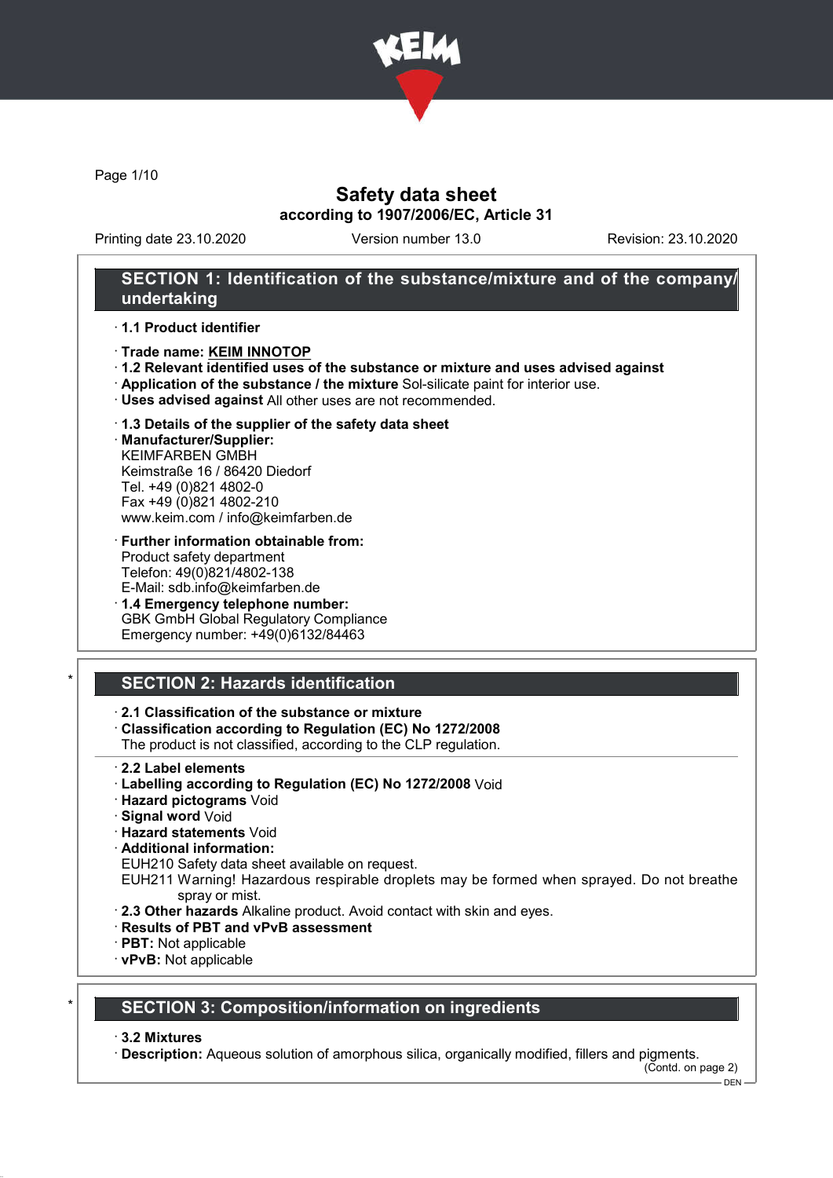# Safety data sheet

**according to 1907/2006/EC, Article 31**

Printing date 23.10.2020 Version number 13.0 Revision: 23.10.2020

## SECTION 1: Identification of the substance/mixture and of the company/undertaking

· **1.1 Product identifier**

· **Trade name: KEIM INNOTOP**

· **1.2 Relevant identified uses of the substance or mixture and uses advised against**

· **Application of the substance / the mixture** Sol-silicate paint for interior use.

· **Uses advised against** All other uses are not recommended.

· **1.3 Details of the supplier of the safety data sheet**

· **Manufacturer/Supplier:**
KEIMFARBEN GMBH
Keimstraße 16 / 86420 Diedorf
Tel. +49 (0)821 4802-0
Fax +49 (0)821 4802-210
www.keim.com / info@keimfarben.de

· **Further information obtainable from:**
Product safety department
Telefon: 49(0)821/4802-138
E-Mail: sdb.info@keimfarben.de

· **1.4 Emergency telephone number:**
GBK GmbH Global Regulatory Compliance
Emergency number: +49(0)6132/84463

## * SECTION 2: Hazards identification

· **2.1 Classification of the substance or mixture**

· **Classification according to Regulation (EC) No 1272/2008**
The product is not classified, according to the CLP regulation.

· **2.2 Label elements**

· **Labelling according to Regulation (EC) No 1272/2008** Void

· **Hazard pictograms** Void

· **Signal word** Void

· **Hazard statements** Void

· **Additional information:**
EUH210 Safety data sheet available on request.
EUH211 Warning! Hazardous respirable droplets may be formed when sprayed. Do not breathe spray or mist.

· **2.3 Other hazards** Alkaline product. Avoid contact with skin and eyes.

· **Results of PBT and vPvB assessment**

· **PBT:** Not applicable

· **vPvB:** Not applicable

## * SECTION 3: Composition/information on ingredients

· **3.2 Mixtures**

· **Description:** Aqueous solution of amorphous silica, organically modified, fillers and pigments.

(Contd. on page 2)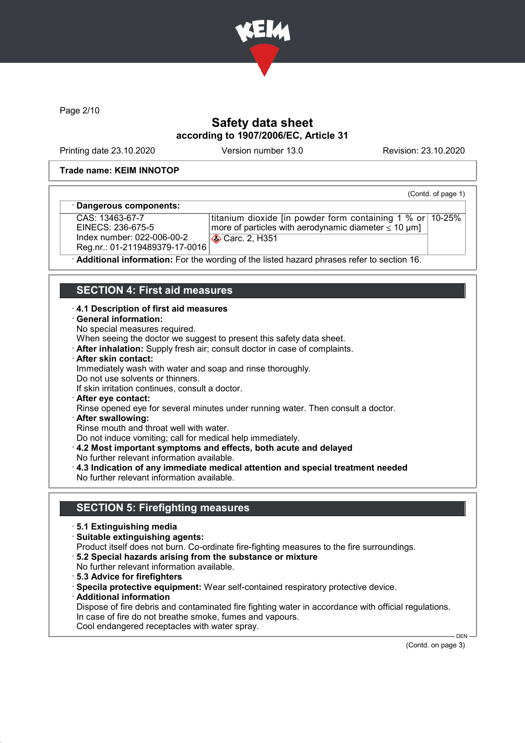Trade name: KEIM INNOTOP

(Contd. of page 1)

· **Dangerous components:**

| | | |
|---|---|---|
| CAS: 13463-67-7<br>EINECS: 236-675-5<br>Index number: 022-006-00-2<br>Reg.nr.: 01-2119489379-17-0016 | titanium dioxide [in powder form containing 1 % or more of particles with aerodynamic diameter ≤ 10 μm]<br>Carc. 2, H351 | 10-25% |

· **Additional information:** For the wording of the listed hazard phrases refer to section 16.

## SECTION 4: First aid measures

· **4.1 Description of first aid measures**

· **General information:**
No special measures required.
When seeing the doctor we suggest to present this safety data sheet.

· **After inhalation:** Supply fresh air; consult doctor in case of complaints.

· **After skin contact:**
Immediately wash with water and soap and rinse thoroughly.
Do not use solvents or thinners.
If skin irritation continues, consult a doctor.

· **After eye contact:**
Rinse opened eye for several minutes under running water. Then consult a doctor.

· **After swallowing:**
Rinse mouth and throat well with water.
Do not induce vomiting; call for medical help immediately.

· **4.2 Most important symptoms and effects, both acute and delayed**
No further relevant information available.

· **4.3 Indication of any immediate medical attention and special treatment needed**
No further relevant information available.

## SECTION 5: Firefighting measures

· **5.1 Extinguishing media**

· **Suitable extinguishing agents:**
Product itself does not burn. Co-ordinate fire-fighting measures to the fire surroundings.

· **5.2 Special hazards arising from the substance or mixture**
No further relevant information available.

· **5.3 Advice for firefighters**

· **Specila protective equipment:** Wear self-contained respiratory protective device.

· **Additional information**
Dispose of fire debris and contaminated fire fighting water in accordance with official regulations.
In case of fire do not breathe smoke, fumes and vapours.
Cool endangered receptacles with water spray.

(Contd. on page 3)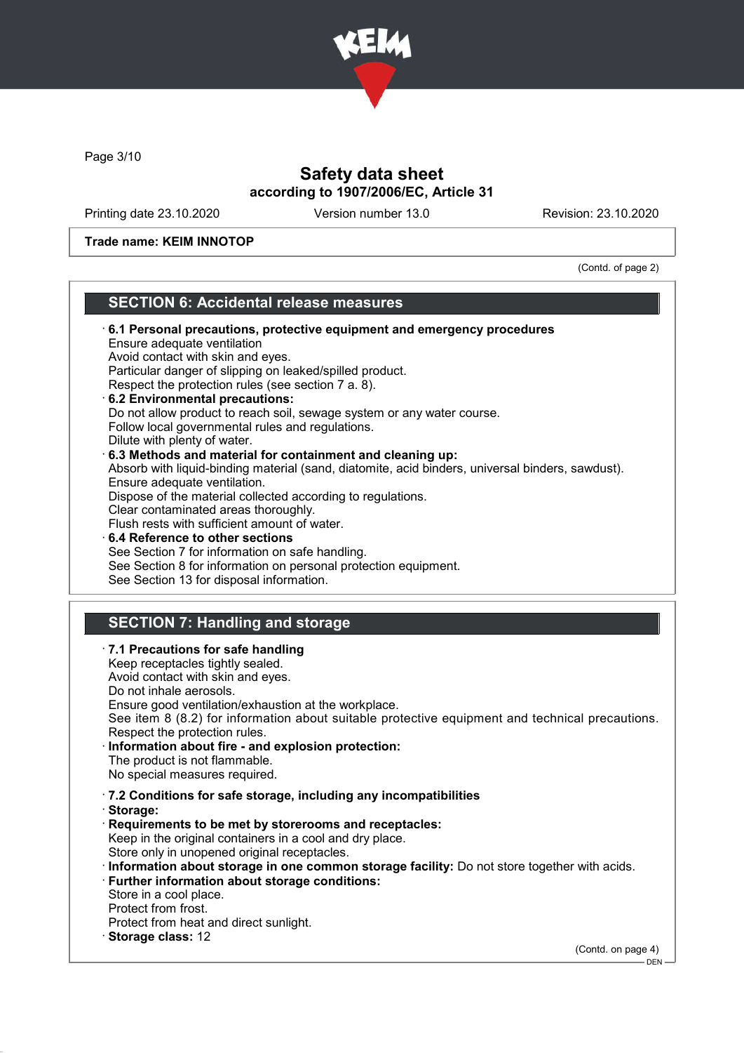Trade name: KEIM INNOTOP

(Contd. of page 2)

## SECTION 6: Accidental release measures

· **6.1 Personal precautions, protective equipment and emergency procedures**
Ensure adequate ventilation
Avoid contact with skin and eyes.
Particular danger of slipping on leaked/spilled product.
Respect the protection rules (see section 7 a. 8).

· **6.2 Environmental precautions:**
Do not allow product to reach soil, sewage system or any water course.
Follow local governmental rules and regulations.
Dilute with plenty of water.

· **6.3 Methods and material for containment and cleaning up:**
Absorb with liquid-binding material (sand, diatomite, acid binders, universal binders, sawdust).
Ensure adequate ventilation.
Dispose of the material collected according to regulations.
Clear contaminated areas thoroughly.
Flush rests with sufficient amount of water.

· **6.4 Reference to other sections**
See Section 7 for information on safe handling.
See Section 8 for information on personal protection equipment.
See Section 13 for disposal information.

## SECTION 7: Handling and storage

· **7.1 Precautions for safe handling**
Keep receptacles tightly sealed.
Avoid contact with skin and eyes.
Do not inhale aerosols.
Ensure good ventilation/exhaustion at the workplace.
See item 8 (8.2) for information about suitable protective equipment and technical precautions.
Respect the protection rules.

· **Information about fire - and explosion protection:**
The product is not flammable.
No special measures required.

· **7.2 Conditions for safe storage, including any incompatibilities**

· **Storage:**

· **Requirements to be met by storerooms and receptacles:**
Keep in the original containers in a cool and dry place.
Store only in unopened original receptacles.

· **Information about storage in one common storage facility:** Do not store together with acids.

· **Further information about storage conditions:**
Store in a cool place.
Protect from frost.
Protect from heat and direct sunlight.

· **Storage class:** 12

(Contd. on page 4)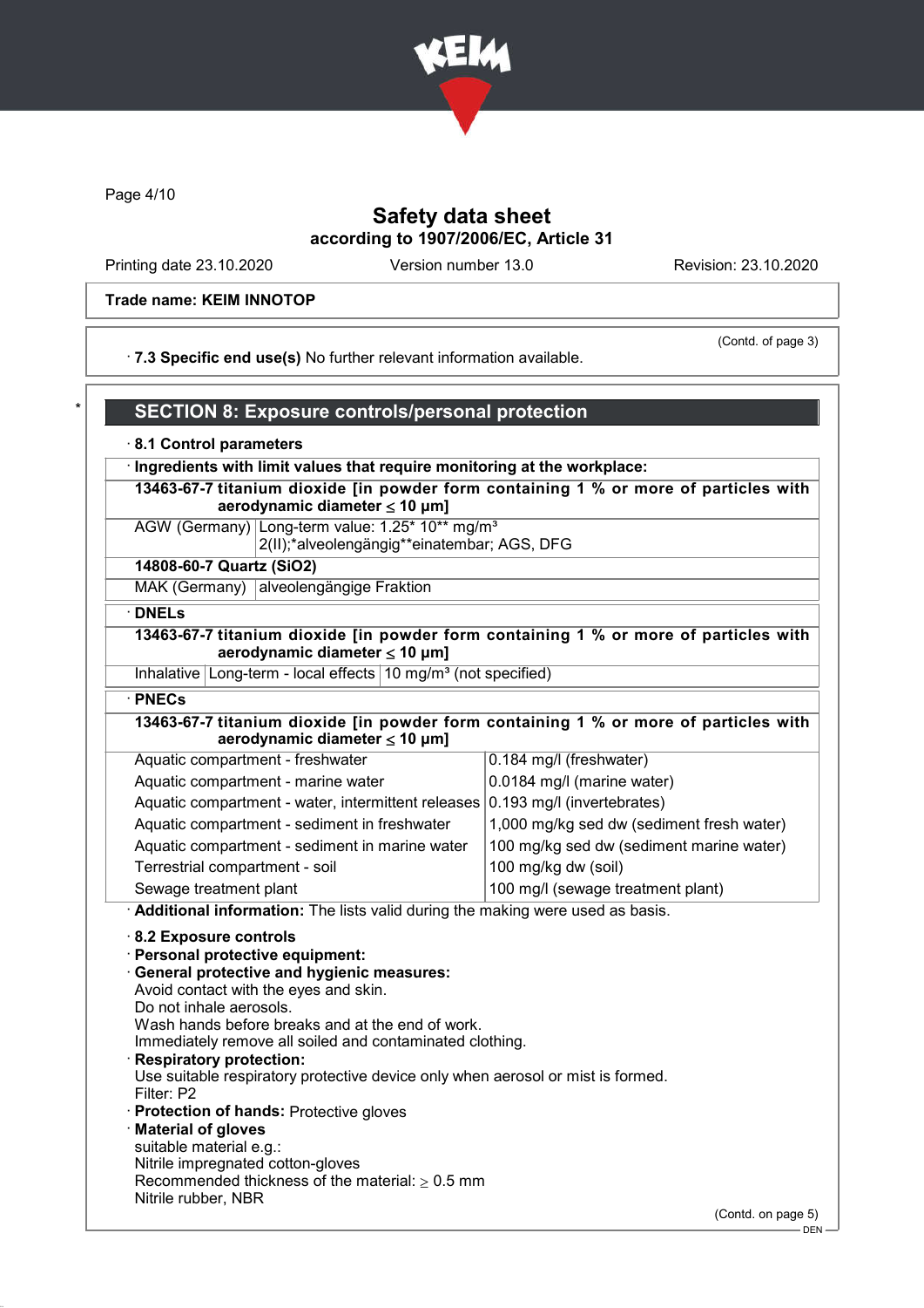Trade name: KEIM INNOTOP

(Contd. of page 3)

· **7.3 Specific end use(s)** No further relevant information available.

## SECTION 8: Exposure controls/personal protection

· **8.1 Control parameters**

· **Ingredients with limit values that require monitoring at the workplace:**

| | |
|---|---|
| **13463-67-7 titanium dioxide [in powder form containing 1 % or more of particles with aerodynamic diameter ≤ 10 μm]** | |
| AGW (Germany) | Long-term value: 1.25* 10** mg/m³ 2(II);*alveolengängig**einatembar; AGS, DFG |
| **14808-60-7 Quartz ($SiO_2$)** | |
| MAK (Germany) | alveolengängige Fraktion |

· **DNELs**

| | | |
|---|---|---|
| **13463-67-7 titanium dioxide [in powder form containing 1 % or more of particles with aerodynamic diameter ≤ 10 μm]** | | |
| Inhalative | Long-term - local effects | 10 mg/m³ (not specified) |

· **PNECs**

| | |
|---|---|
| **13463-67-7 titanium dioxide [in powder form containing 1 % or more of particles with aerodynamic diameter ≤ 10 μm]** | |
| Aquatic compartment - freshwater | 0.184 mg/l (freshwater) |
| Aquatic compartment - marine water | 0.0184 mg/l (marine water) |
| Aquatic compartment - water, intermittent releases | 0.193 mg/l (invertebrates) |
| Aquatic compartment - sediment in freshwater | 1,000 mg/kg sed dw (sediment fresh water) |
| Aquatic compartment - sediment in marine water | 100 mg/kg sed dw (sediment marine water) |
| Terrestrial compartment - soil | 100 mg/kg dw (soil) |
| Sewage treatment plant | 100 mg/l (sewage treatment plant) |

· **Additional information:** The lists valid during the making were used as basis.

· **8.2 Exposure controls**
· **Personal protective equipment:**
· **General protective and hygienic measures:**
Avoid contact with the eyes and skin.
Do not inhale aerosols.
Wash hands before breaks and at the end of work.
Immediately remove all soiled and contaminated clothing.
· **Respiratory protection:**
Use suitable respiratory protective device only when aerosol or mist is formed.
Filter: P2
· **Protection of hands:** Protective gloves
· **Material of gloves**
suitable material e.g.:
Nitrile impregnated cotton-gloves
Recommended thickness of the material: ≥ 0.5 mm
Nitrile rubber, NBR

(Contd. on page 5)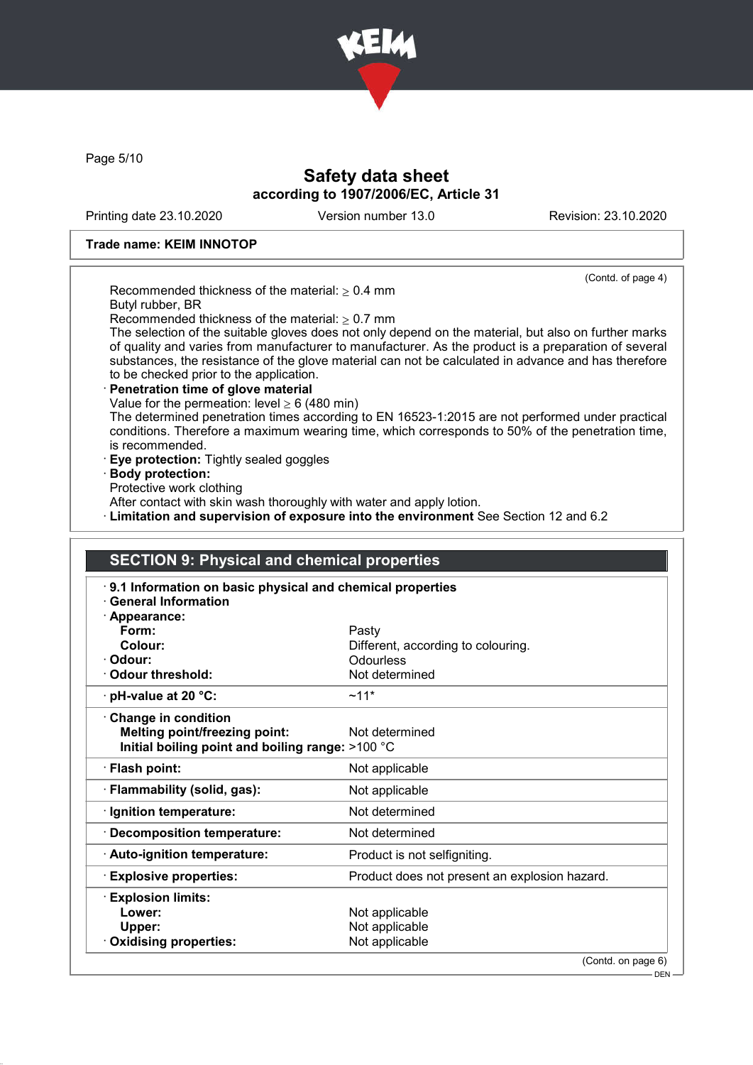Page 5/10

# Safety data sheet
## according to 1907/2006/EC, Article 31

Printing date 23.10.2020 | Version number 13.0 | Revision: 23.10.2020

**Trade name: KEIM INNOTOP**

(Contd. of page 4)

Recommended thickness of the material: ≥ 0.4 mm
Butyl rubber, BR
Recommended thickness of the material: ≥ 0.7 mm
The selection of the suitable gloves does not only depend on the material, but also on further marks of quality and varies from manufacturer to manufacturer. As the product is a preparation of several substances, the resistance of the glove material can not be calculated in advance and has therefore to be checked prior to the application.

· **Penetration time of glove material**
Value for the permeation: level ≥ 6 (480 min)
The determined penetration times according to EN 16523-1:2015 are not performed under practical conditions. Therefore a maximum wearing time, which corresponds to 50% of the penetration time, is recommended.

· **Eye protection:** Tightly sealed goggles

· **Body protection:**
Protective work clothing
After contact with skin wash thoroughly with water and apply lotion.

· **Limitation and supervision of exposure into the environment** See Section 12 and 6.2

## SECTION 9: Physical and chemical properties

| | |
|---|---|
| · **9.1 Information on basic physical and chemical properties** | |
| · **General Information** | |
| · **Appearance:** | |
| **Form:** | Pasty |
| **Colour:** | Different, according to colouring. |
| · **Odour:** | Odourless |
| · **Odour threshold:** | Not determined |
| · **pH-value at 20 °C:** | ~11* |
| · **Change in condition** | |
| **Melting point/freezing point:** | Not determined |
| **Initial boiling point and boiling range:** | >100 °C |
| · **Flash point:** | Not applicable |
| · **Flammability (solid, gas):** | Not applicable |
| · **Ignition temperature:** | Not determined |
| · **Decomposition temperature:** | Not determined |
| · **Auto-ignition temperature:** | Product is not selfigniting. |
| · **Explosive properties:** | Product does not present an explosion hazard. |
| · **Explosion limits:** | |
| **Lower:** | Not applicable |
| **Upper:** | Not applicable |
| · **Oxidising properties:** | Not applicable |

(Contd. on page 6)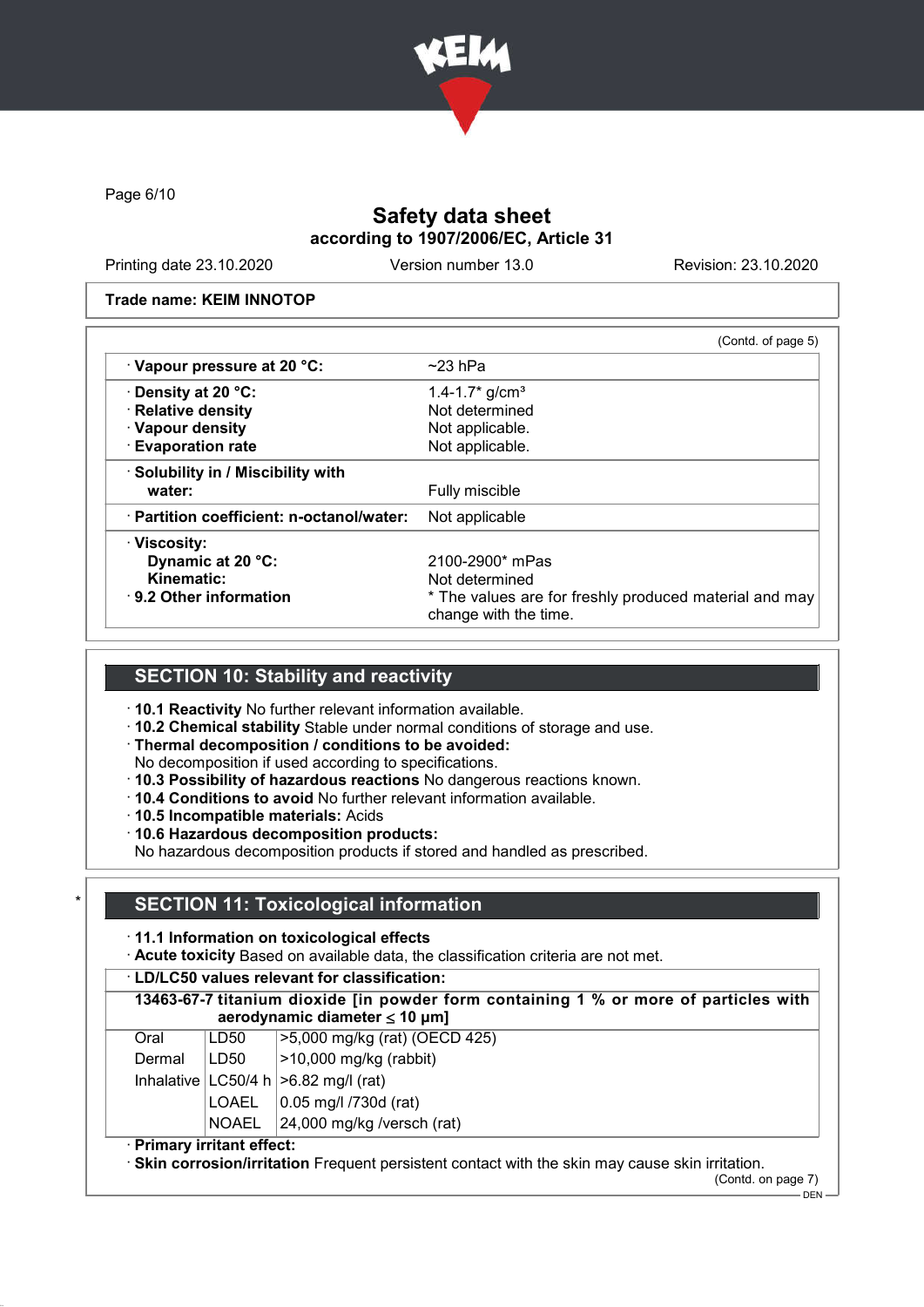Safety data sheet
according to 1907/2006/EC, Article 31

Printing date 23.10.2020 Version number 13.0 Revision: 23.10.2020

Trade name: KEIM INNOTOP

(Contd. of page 5)

| | |
|---|---|
| · **Vapour pressure at 20 °C:** | ~23 hPa |
| · **Density at 20 °C:** | 1.4-1.7* g/cm³ |
| · **Relative density** | Not determined |
| · **Vapour density** | Not applicable. |
| · **Evaporation rate** | Not applicable. |
| · **Solubility in / Miscibility with water:** | Fully miscible |
| · **Partition coefficient: n-octanol/water:** | Not applicable |
| · **Viscosity:** | |
| **Dynamic at 20 °C:** | 2100-2900* mPas |
| **Kinematic:** | Not determined |
| · **9.2 Other information** | * The values are for freshly produced material and may change with the time. |

## SECTION 10: Stability and reactivity

· **10.1 Reactivity** No further relevant information available.
· **10.2 Chemical stability** Stable under normal conditions of storage and use.
· **Thermal decomposition / conditions to be avoided:**
No decomposition if used according to specifications.
· **10.3 Possibility of hazardous reactions** No dangerous reactions known.
· **10.4 Conditions to avoid** No further relevant information available.
· **10.5 Incompatible materials:** Acids
· **10.6 Hazardous decomposition products:**
No hazardous decomposition products if stored and handled as prescribed.

## SECTION 11: Toxicological information

· **11.1 Information on toxicological effects**
· **Acute toxicity** Based on available data, the classification criteria are not met.

· **LD/LC50 values relevant for classification:**

**13463-67-7 titanium dioxide [in powder form containing 1 % or more of particles with aerodynamic diameter ≤ 10 μm]**

| | | |
|---|---|---|
| Oral | LD50 | >5,000 mg/kg (rat) (OECD 425) |
| Dermal | LD50 | >10,000 mg/kg (rabbit) |
| Inhalative | LC50/4 h | >6.82 mg/l (rat) |
| | LOAEL | 0.05 mg/l /730d (rat) |
| | NOAEL | 24,000 mg/kg /versch (rat) |

· **Primary irritant effect:**
· **Skin corrosion/irritation** Frequent persistent contact with the skin may cause skin irritation.

(Contd. on page 7)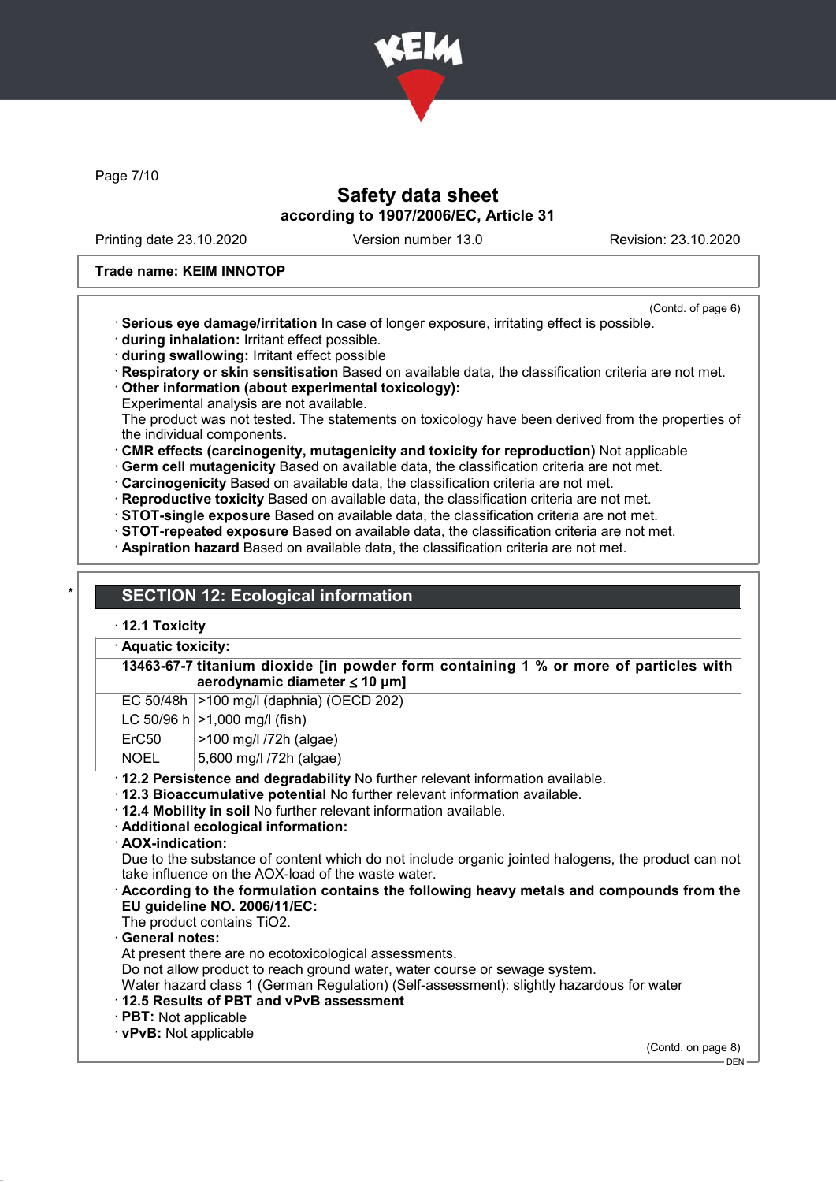Trade name: KEIM INNOTOP

(Contd. of page 6)

· **Serious eye damage/irritation** In case of longer exposure, irritating effect is possible.
· **during inhalation:** Irritant effect possible.
· **during swallowing:** Irritant effect possible
· **Respiratory or skin sensitisation** Based on available data, the classification criteria are not met.
· **Other information (about experimental toxicology):**
Experimental analysis are not available.
The product was not tested. The statements on toxicology have been derived from the properties of the individual components.
· **CMR effects (carcinogenity, mutagenicity and toxicity for reproduction)** Not applicable
· **Germ cell mutagenicity** Based on available data, the classification criteria are not met.
· **Carcinogenicity** Based on available data, the classification criteria are not met.
· **Reproductive toxicity** Based on available data, the classification criteria are not met.
· **STOT-single exposure** Based on available data, the classification criteria are not met.
· **STOT-repeated exposure** Based on available data, the classification criteria are not met.
· **Aspiration hazard** Based on available data, the classification criteria are not met.

## SECTION 12: Ecological information

· **12.1 Toxicity**

· **Aquatic toxicity:**

| | |
|---|---|
| **13463-67-7** | **titanium dioxide [in powder form containing 1 % or more of particles with aerodynamic diameter ≤ 10 μm]** |
| EC 50/48h | >100 mg/l (daphnia) (OECD 202) |
| LC 50/96 h | >1,000 mg/l (fish) |
| ErC50 | >100 mg/l /72h (algae) |
| NOEL | 5,600 mg/l /72h (algae) |

· **12.2 Persistence and degradability** No further relevant information available.
· **12.3 Bioaccumulative potential** No further relevant information available.
· **12.4 Mobility in soil** No further relevant information available.
· **Additional ecological information:**
· **AOX-indication:**
Due to the substance of content which do not include organic jointed halogens, the product can not take influence on the AOX-load of the waste water.
· **According to the formulation contains the following heavy metals and compounds from the EU guideline NO. 2006/11/EC:**
The product contains $TiO_2$.
· **General notes:**
At present there are no ecotoxicological assessments.
Do not allow product to reach ground water, water course or sewage system.
Water hazard class 1 (German Regulation) (Self-assessment): slightly hazardous for water
· **12.5 Results of PBT and vPvB assessment**
· **PBT:** Not applicable
· **vPvB:** Not applicable

(Contd. on page 8)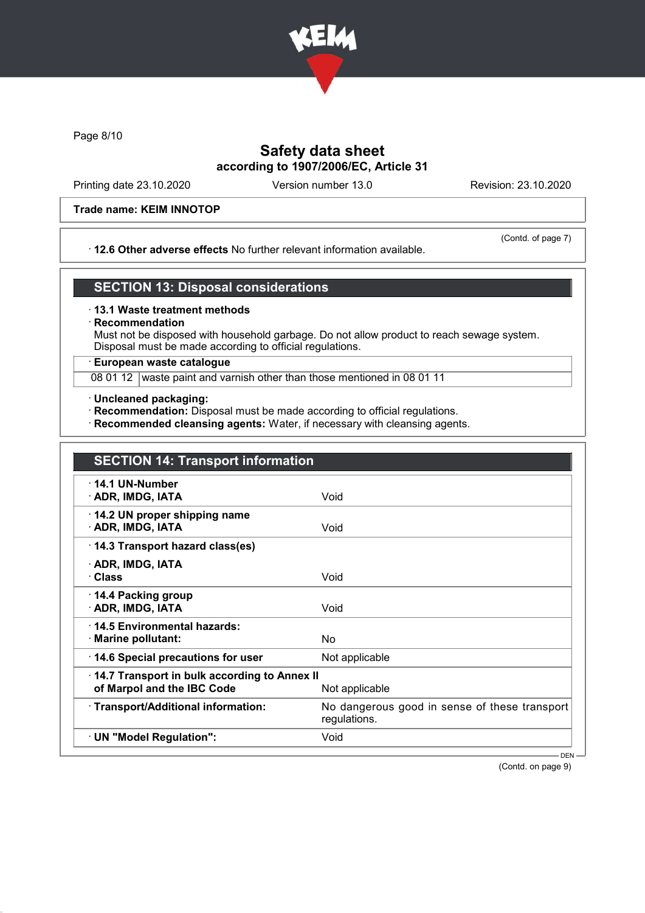Trade name: KEIM INNOTOP

(Contd. of page 7)

· **12.6 Other adverse effects** No further relevant information available.

## SECTION 13: Disposal considerations

· **13.1 Waste treatment methods**

· **Recommendation**

Must not be disposed with household garbage. Do not allow product to reach sewage system. Disposal must be made according to official regulations.

· **European waste catalogue**

| | |
|---|---|
| 08 01 12 | waste paint and varnish other than those mentioned in 08 01 11 |

· **Uncleaned packaging:**

· **Recommendation:** Disposal must be made according to official regulations.

· **Recommended cleansing agents:** Water, if necessary with cleansing agents.

## SECTION 14: Transport information

| | |
|---|---|
| · **14.1 UN-Number**<br>· **ADR, IMDG, IATA** | Void |
| · **14.2 UN proper shipping name**<br>· **ADR, IMDG, IATA** | Void |
| · **14.3 Transport hazard class(es)**<br>· **ADR, IMDG, IATA**<br>· **Class** | Void |
| · **14.4 Packing group**<br>· **ADR, IMDG, IATA** | Void |
| · **14.5 Environmental hazards:**<br>· **Marine pollutant:** | No |
| · **14.6 Special precautions for user** | Not applicable |
| · **14.7 Transport in bulk according to Annex II of Marpol and the IBC Code** | Not applicable |
| · **Transport/Additional information:** | No dangerous good in sense of these transport regulations. |
| · **UN "Model Regulation":** | Void |

(Contd. on page 9)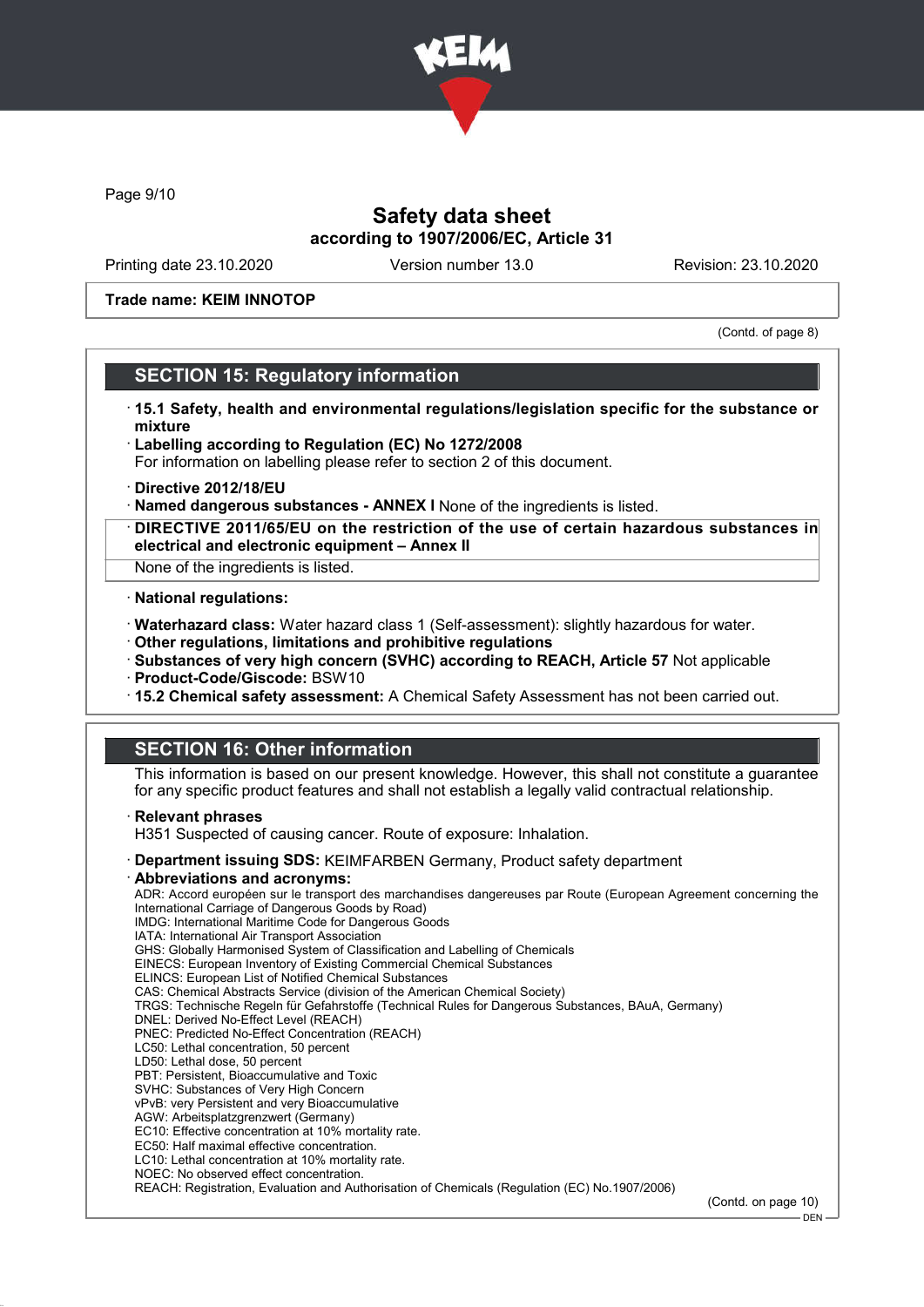## SECTION 15: Regulatory information

- **15.1 Safety, health and environmental regulations/legislation specific for the substance or mixture**
- **Labelling according to Regulation (EC) No 1272/2008**
  For information on labelling please refer to section 2 of this document.
- **Directive 2012/18/EU**
- **Named dangerous substances - ANNEX I** None of the ingredients is listed.
- **DIRECTIVE 2011/65/EU on the restriction of the use of certain hazardous substances in electrical and electronic equipment – Annex II**
  None of the ingredients is listed.
- **National regulations:**
- **Waterhazard class:** Water hazard class 1 (Self-assessment): slightly hazardous for water.
- **Other regulations, limitations and prohibitive regulations**
- **Substances of very high concern (SVHC) according to REACH, Article 57** Not applicable
- **Product-Code/Giscode:** BSW10
- **15.2 Chemical safety assessment:** A Chemical Safety Assessment has not been carried out.

## SECTION 16: Other information

This information is based on our present knowledge. However, this shall not constitute a guarantee for any specific product features and shall not establish a legally valid contractual relationship.

- **Relevant phrases**
  H351 Suspected of causing cancer. Route of exposure: Inhalation.
- **Department issuing SDS:** KEIMFARBEN Germany, Product safety department
- **Abbreviations and acronyms:**
  ADR: Accord européen sur le transport des marchandises dangereuses par Route (European Agreement concerning the International Carriage of Dangerous Goods by Road)
  IMDG: International Maritime Code for Dangerous Goods
  IATA: International Air Transport Association
  GHS: Globally Harmonised System of Classification and Labelling of Chemicals
  EINECS: European Inventory of Existing Commercial Chemical Substances
  ELINCS: European List of Notified Chemical Substances
  CAS: Chemical Abstracts Service (division of the American Chemical Society)
  TRGS: Technische Regeln für Gefahrstoffe (Technical Rules for Dangerous Substances, BAuA, Germany)
  DNEL: Derived No-Effect Level (REACH)
  PNEC: Predicted No-Effect Concentration (REACH)
  LC50: Lethal concentration, 50 percent
  LD50: Lethal dose, 50 percent
  PBT: Persistent, Bioaccumulative and Toxic
  SVHC: Substances of Very High Concern
  vPvB: very Persistent and very Bioaccumulative
  AGW: Arbeitsplatzgrenzwert (Germany)
  EC10: Effective concentration at 10% mortality rate.
  EC50: Half maximal effective concentration.
  LC10: Lethal concentration at 10% mortality rate.
  NOEC: No observed effect concentration.
  REACH: Registration, Evaluation and Authorisation of Chemicals (Regulation (EC) No.1907/2006)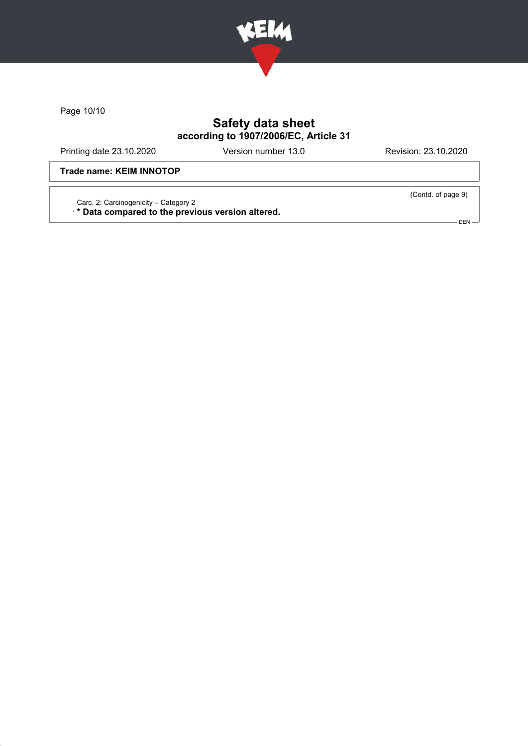Carc. 2: Carcinogenicity – Category 2

· **\* Data compared to the previous version altered.**